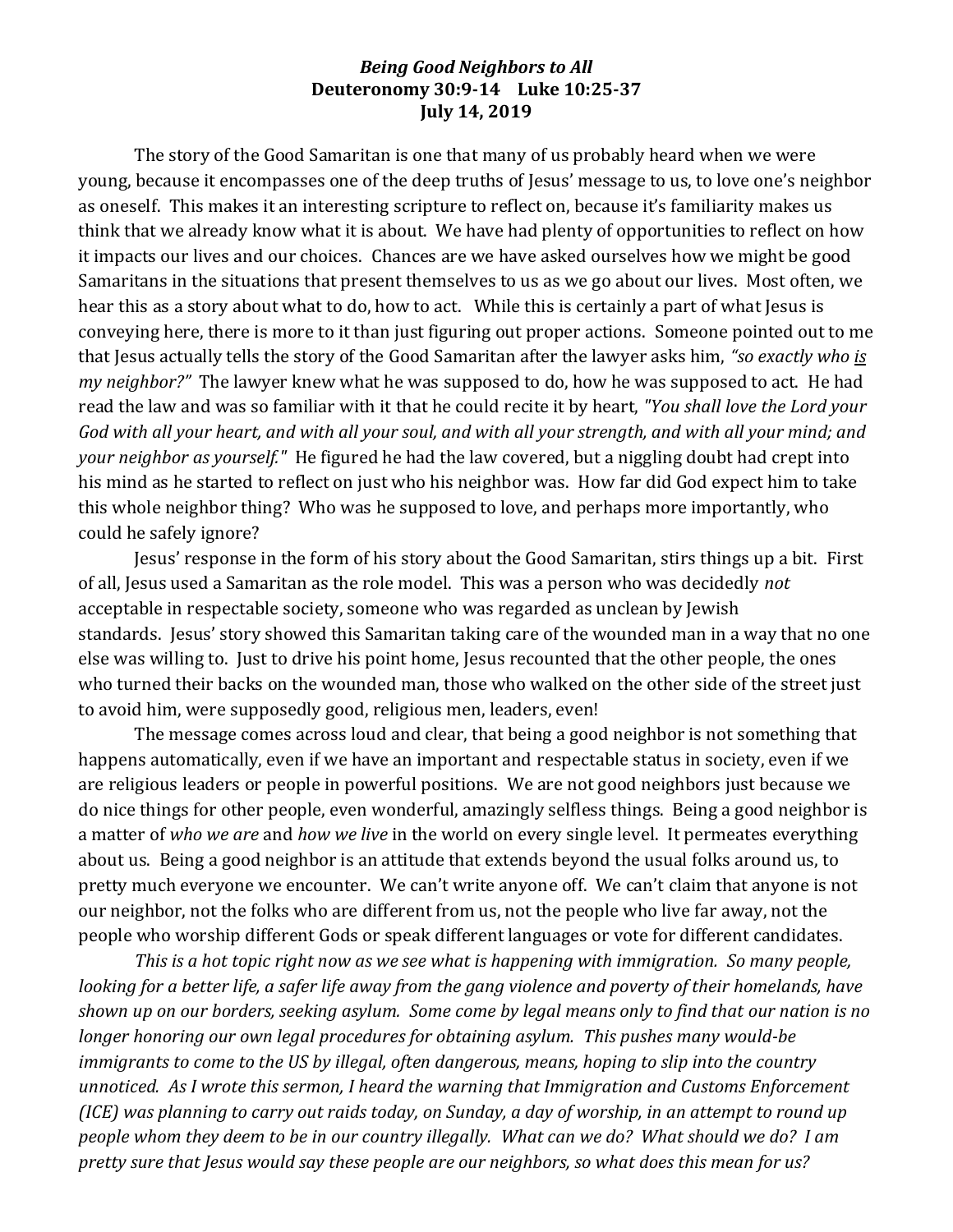# *Being Good Neighbors to All*

**Deuteronomy 30:9-14 Luke 10:25-37**

**July 14, 2019**

The story of the Good Samaritan is one that many of us probably heard when we were young, because it encompasses one of the deep truths of Jesus' message to us, to love one's neighbor as oneself. This makes it an interesting scripture to reflect on, because it's familiarity makes us think that we already know what it is about. We have had plenty of opportunities to reflect on how it impacts our lives and our choices. Chances are we have asked ourselves how we might be good Samaritans in the situations that present themselves to us as we go about our lives. Most often, we hear this as a story about what to do, how to act. While this is certainly a part of what Jesus is conveying here, there is more to it than just figuring out proper actions. Someone pointed out to me that Jesus actually tells the story of the Good Samaritan after the lawyer asks him, *"so exactly who <u>is</u> my neighbor?"* The lawyer knew what he was supposed to do, how he was supposed to act. He had read the law and was so familiar with it that he could recite it by heart, *"You shall love the Lord your God with all your heart, and with all your soul, and with all your strength, and with all your mind; and your neighbor as yourself."* He figured he had the law covered, but a niggling doubt had crept into his mind as he started to reflect on just who his neighbor was. How far did God expect him to take this whole neighbor thing? Who was he supposed to love, and perhaps more importantly, who could he safely ignore?

Jesus' response in the form of his story about the Good Samaritan, stirs things up a bit. First of all, Jesus used a Samaritan as the role model. This was a person who was decidedly *not* acceptable in respectable society, someone who was regarded as unclean by Jewish standards. Jesus' story showed this Samaritan taking care of the wounded man in a way that no one else was willing to. Just to drive his point home, Jesus recounted that the other people, the ones who turned their backs on the wounded man, those who walked on the other side of the street just to avoid him, were supposedly good, religious men, leaders, even!

The message comes across loud and clear, that being a good neighbor is not something that happens automatically, even if we have an important and respectable status in society, even if we are religious leaders or people in powerful positions. We are not good neighbors just because we do nice things for other people, even wonderful, amazingly selfless things. Being a good neighbor is a matter of *who we are* and *how we live* in the world on every single level. It permeates everything about us. Being a good neighbor is an attitude that extends beyond the usual folks around us, to pretty much everyone we encounter. We can't write anyone off. We can't claim that anyone is not our neighbor, not the folks who are different from us, not the people who live far away, not the people who worship different Gods or speak different languages or vote for different candidates.

*This is a hot topic right now as we see what is happening with immigration. So many people, looking for a better life, a safer life away from the gang violence and poverty of their homelands, have shown up on our borders, seeking asylum. Some come by legal means only to find that our nation is no longer honoring our own legal procedures for obtaining asylum. This pushes many would-be immigrants to come to the US by illegal, often dangerous, means, hoping to slip into the country unnoticed. As I wrote this sermon, I heard the warning that Immigration and Customs Enforcement (ICE) was planning to carry out raids today, on Sunday, a day of worship, in an attempt to round up people whom they deem to be in our country illegally. What can we do? What should we do? I am pretty sure that Jesus would say these people are our neighbors, so what does this mean for us?*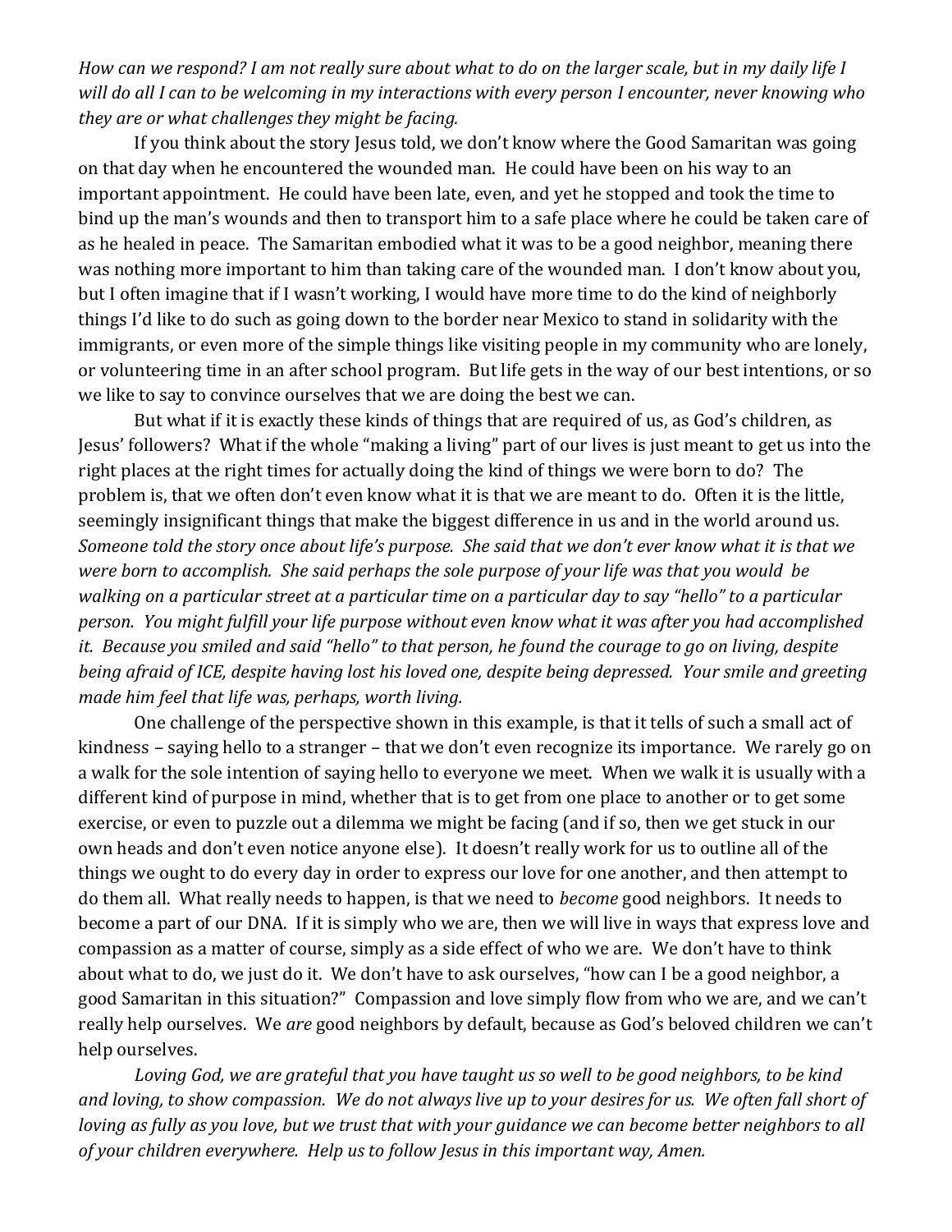*How can we respond? I am not really sure about what to do on the larger scale, but in my daily life I will do all I can to be welcoming in my interactions with every person I encounter, never knowing who they are or what challenges they might be facing.*

If you think about the story Jesus told, we don't know where the Good Samaritan was going on that day when he encountered the wounded man. He could have been on his way to an important appointment. He could have been late, even, and yet he stopped and took the time to bind up the man's wounds and then to transport him to a safe place where he could be taken care of as he healed in peace. The Samaritan embodied what it was to be a good neighbor, meaning there was nothing more important to him than taking care of the wounded man. I don't know about you, but I often imagine that if I wasn't working, I would have more time to do the kind of neighborly things I'd like to do such as going down to the border near Mexico to stand in solidarity with the immigrants, or even more of the simple things like visiting people in my community who are lonely, or volunteering time in an after school program. But life gets in the way of our best intentions, or so we like to say to convince ourselves that we are doing the best we can.

But what if it is exactly these kinds of things that are required of us, as God's children, as Jesus' followers? What if the whole "making a living" part of our lives is just meant to get us into the right places at the right times for actually doing the kind of things we were born to do? The problem is, that we often don't even know what it is that we are meant to do. Often it is the little, seemingly insignificant things that make the biggest difference in us and in the world around us. *Someone told the story once about life's purpose. She said that we don't ever know what it is that we were born to accomplish. She said perhaps the sole purpose of your life was that you would be walking on a particular street at a particular time on a particular day to say "hello" to a particular person. You might fulfill your life purpose without even know what it was after you had accomplished it. Because you smiled and said "hello" to that person, he found the courage to go on living, despite being afraid of ICE, despite having lost his loved one, despite being depressed. Your smile and greeting made him feel that life was, perhaps, worth living.*

One challenge of the perspective shown in this example, is that it tells of such a small act of kindness – saying hello to a stranger – that we don't even recognize its importance. We rarely go on a walk for the sole intention of saying hello to everyone we meet. When we walk it is usually with a different kind of purpose in mind, whether that is to get from one place to another or to get some exercise, or even to puzzle out a dilemma we might be facing (and if so, then we get stuck in our own heads and don't even notice anyone else). It doesn't really work for us to outline all of the things we ought to do every day in order to express our love for one another, and then attempt to do them all. What really needs to happen, is that we need to *become* good neighbors. It needs to become a part of our DNA. If it is simply who we are, then we will live in ways that express love and compassion as a matter of course, simply as a side effect of who we are. We don't have to think about what to do, we just do it. We don't have to ask ourselves, "how can I be a good neighbor, a good Samaritan in this situation?" Compassion and love simply flow from who we are, and we can't really help ourselves. We *are* good neighbors by default, because as God's beloved children we can't help ourselves.

*Loving God, we are grateful that you have taught us so well to be good neighbors, to be kind and loving, to show compassion. We do not always live up to your desires for us. We often fall short of loving as fully as you love, but we trust that with your guidance we can become better neighbors to all of your children everywhere. Help us to follow Jesus in this important way, Amen.*